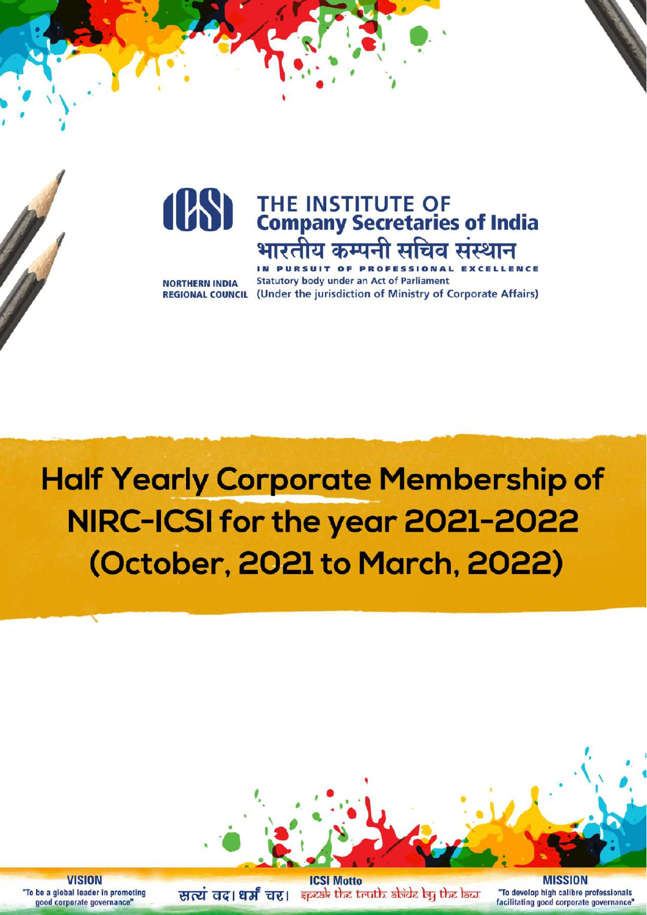# THE INSTITUTE OF Company Secretaries of India

भारतीय कम्पनी सचिव संस्थान

IN PURSUIT OF PROFESSIONAL EXCELLENCE

NORTHERN INDIA REGIONAL COUNCIL

Statutory body under an Act of Parliament

(Under the jurisdiction of Ministry of Corporate Affairs)

# Half Yearly Corporate Membership of NIRC-ICSI for the year 2021-2022 (October, 2021 to March, 2022)

**VISION**

"To be a global leader in promoting good corporate governance"

**ICSI Motto**

सत्यं वद। धर्मं चर। speak the truth. abide by the law.

**MISSION**

"To develop high calibre professionals facilitating good corporate governance"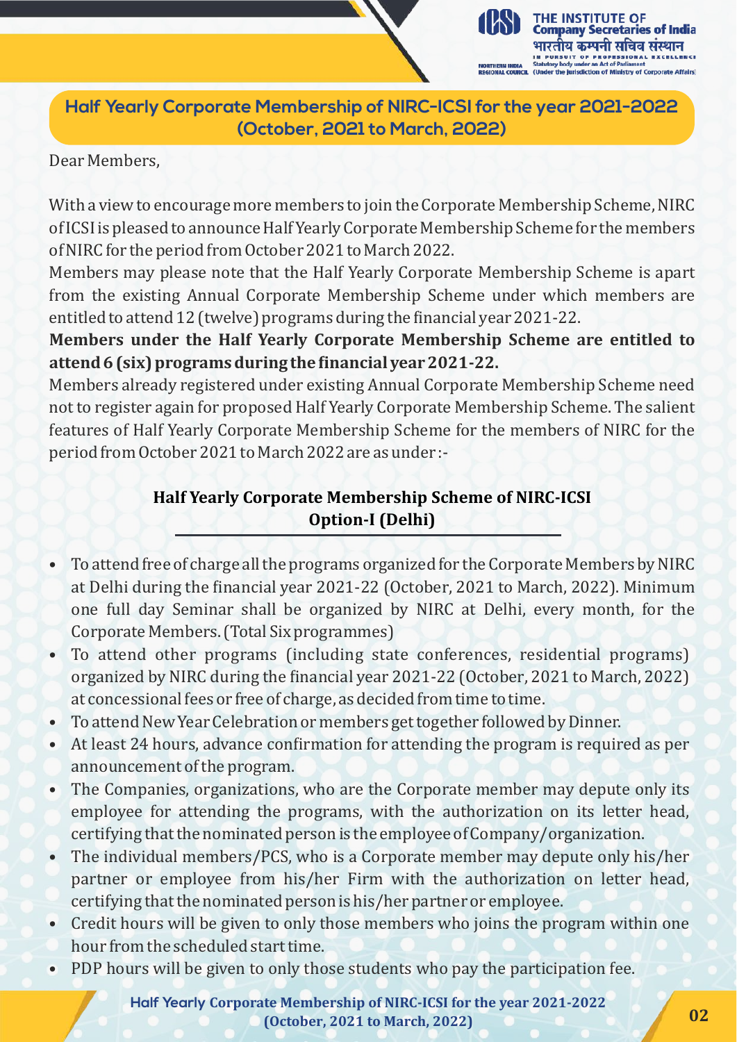## Half Yearly Corporate Membership of NIRC-ICSI for the year 2021-2022 (October, 2021 to March, 2022)

Dear Members,

With a view to encourage more members to join the Corporate Membership Scheme, NIRC of ICSI is pleased to announce Half Yearly Corporate Membership Scheme for the members of NIRC for the period from October 2021 to March 2022.

Members may please note that the Half Yearly Corporate Membership Scheme is apart from the existing Annual Corporate Membership Scheme under which members are entitled to attend 12 (twelve) programs during the financial year 2021-22.

**Members under the Half Yearly Corporate Membership Scheme are entitled to attend 6 (six) programs during the financial year 2021-22.**

Members already registered under existing Annual Corporate Membership Scheme need not to register again for proposed Half Yearly Corporate Membership Scheme. The salient features of Half Yearly Corporate Membership Scheme for the members of NIRC for the period from October 2021 to March 2022 are as under :-

### Half Yearly Corporate Membership Scheme of NIRC-ICSI
### Option-I (Delhi)

- To attend free of charge all the programs organized for the Corporate Members by NIRC at Delhi during the financial year 2021-22 (October, 2021 to March, 2022). Minimum one full day Seminar shall be organized by NIRC at Delhi, every month, for the Corporate Members. (Total Six programmes)
- To attend other programs (including state conferences, residential programs) organized by NIRC during the financial year 2021-22 (October, 2021 to March, 2022) at concessional fees or free of charge, as decided from time to time.
- To attend New Year Celebration or members get together followed by Dinner.
- At least 24 hours, advance confirmation for attending the program is required as per announcement of the program.
- The Companies, organizations, who are the Corporate member may depute only its employee for attending the programs, with the authorization on its letter head, certifying that the nominated person is the employee of Company/organization.
- The individual members/PCS, who is a Corporate member may depute only his/her partner or employee from his/her Firm with the authorization on letter head, certifying that the nominated person is his/her partner or employee.
- Credit hours will be given to only those members who joins the program within one hour from the scheduled start time.
- PDP hours will be given to only those students who pay the participation fee.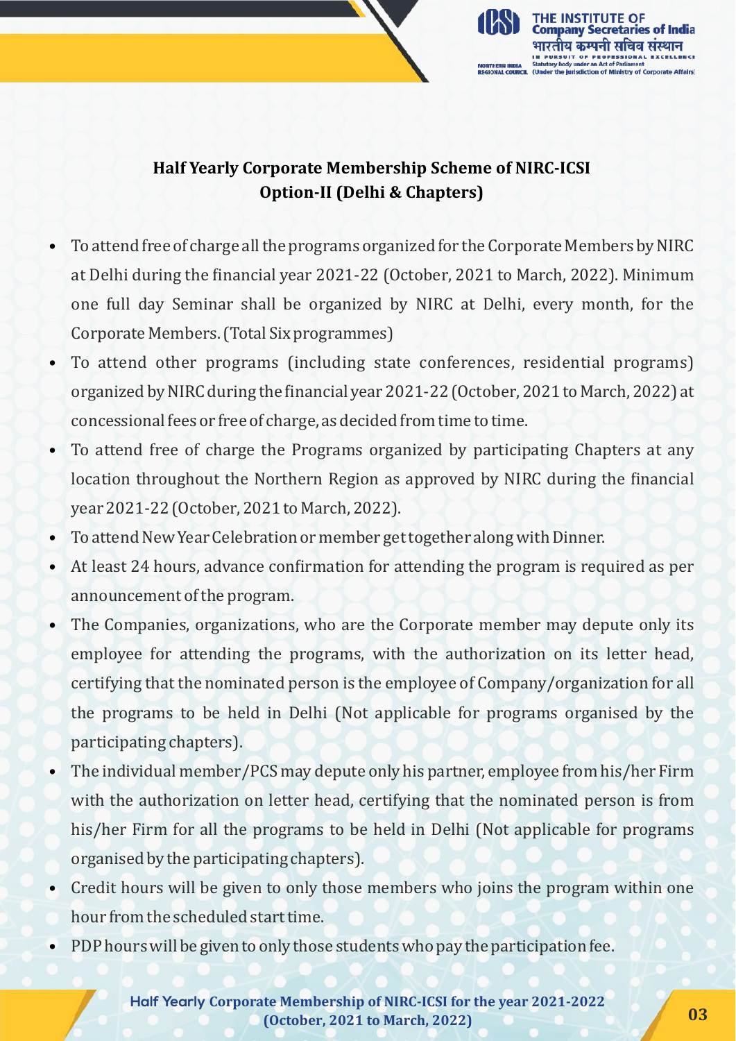## Half Yearly Corporate Membership Scheme of NIRC-ICSI
## Option-II (Delhi & Chapters)

- To attend free of charge all the programs organized for the Corporate Members by NIRC at Delhi during the financial year 2021-22 (October, 2021 to March, 2022). Minimum one full day Seminar shall be organized by NIRC at Delhi, every month, for the Corporate Members. (Total Six programmes)
- To attend other programs (including state conferences, residential programs) organized by NIRC during the financial year 2021-22 (October, 2021 to March, 2022) at concessional fees or free of charge, as decided from time to time.
- To attend free of charge the Programs organized by participating Chapters at any location throughout the Northern Region as approved by NIRC during the financial year 2021-22 (October, 2021 to March, 2022).
- To attend New Year Celebration or member get together along with Dinner.
- At least 24 hours, advance confirmation for attending the program is required as per announcement of the program.
- The Companies, organizations, who are the Corporate member may depute only its employee for attending the programs, with the authorization on its letter head, certifying that the nominated person is the employee of Company/organization for all the programs to be held in Delhi (Not applicable for programs organised by the participating chapters).
- The individual member/PCS may depute only his partner, employee from his/her Firm with the authorization on letter head, certifying that the nominated person is from his/her Firm for all the programs to be held in Delhi (Not applicable for programs organised by the participating chapters).
- Credit hours will be given to only those members who joins the program within one hour from the scheduled start time.
- PDP hours will be given to only those students who pay the participation fee.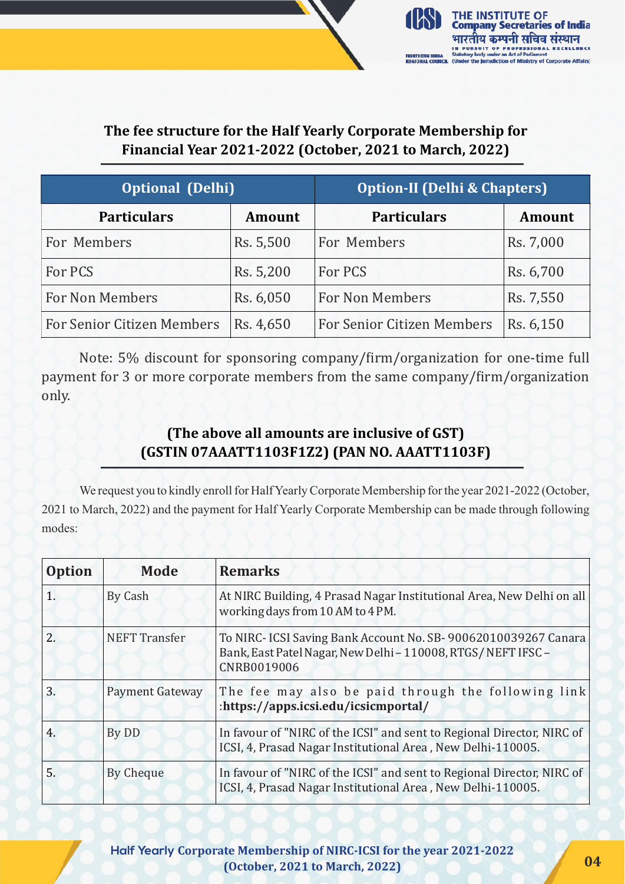## The fee structure for the Half Yearly Corporate Membership for Financial Year 2021-2022 (October, 2021 to March, 2022)

| Optional (Delhi) | | Option-II (Delhi & Chapters) | |
|---|---|---|---|
| **Particulars** | **Amount** | **Particulars** | **Amount** |
| For Members | Rs. 5,500 | For Members | Rs. 7,000 |
| For PCS | Rs. 5,200 | For PCS | Rs. 6,700 |
| For Non Members | Rs. 6,050 | For Non Members | Rs. 7,550 |
| For Senior Citizen Members | Rs. 4,650 | For Senior Citizen Members | Rs. 6,150 |

Note: 5% discount for sponsoring company/firm/organization for one-time full payment for 3 or more corporate members from the same company/firm/organization only.

**(The above all amounts are inclusive of GST)**
**(GSTIN 07AAATT1103F1Z2) (PAN NO. AAATT1103F)**

We request you to kindly enroll for Half Yearly Corporate Membership for the year 2021-2022 (October, 2021 to March, 2022) and the payment for Half Yearly Corporate Membership can be made through following modes:

| Option | Mode | Remarks |
|---|---|---|
| 1. | By Cash | At NIRC Building, 4 Prasad Nagar Institutional Area, New Delhi on all working days from 10 AM to 4 PM. |
| 2. | NEFT Transfer | To NIRC- ICSI Saving Bank Account No. SB- 90062010039267 Canara Bank, East Patel Nagar, New Delhi – 110008, RTGS/ NEFT IFSC – CNRB0019006 |
| 3. | Payment Gateway | The fee may also be paid through the following link :**https://apps.icsi.edu/icsicmportal/** |
| 4. | By DD | In favour of "NIRC of the ICSI" and sent to Regional Director, NIRC of ICSI, 4, Prasad Nagar Institutional Area , New Delhi-110005. |
| 5. | By Cheque | In favour of "NIRC of the ICSI" and sent to Regional Director, NIRC of ICSI, 4, Prasad Nagar Institutional Area , New Delhi-110005. |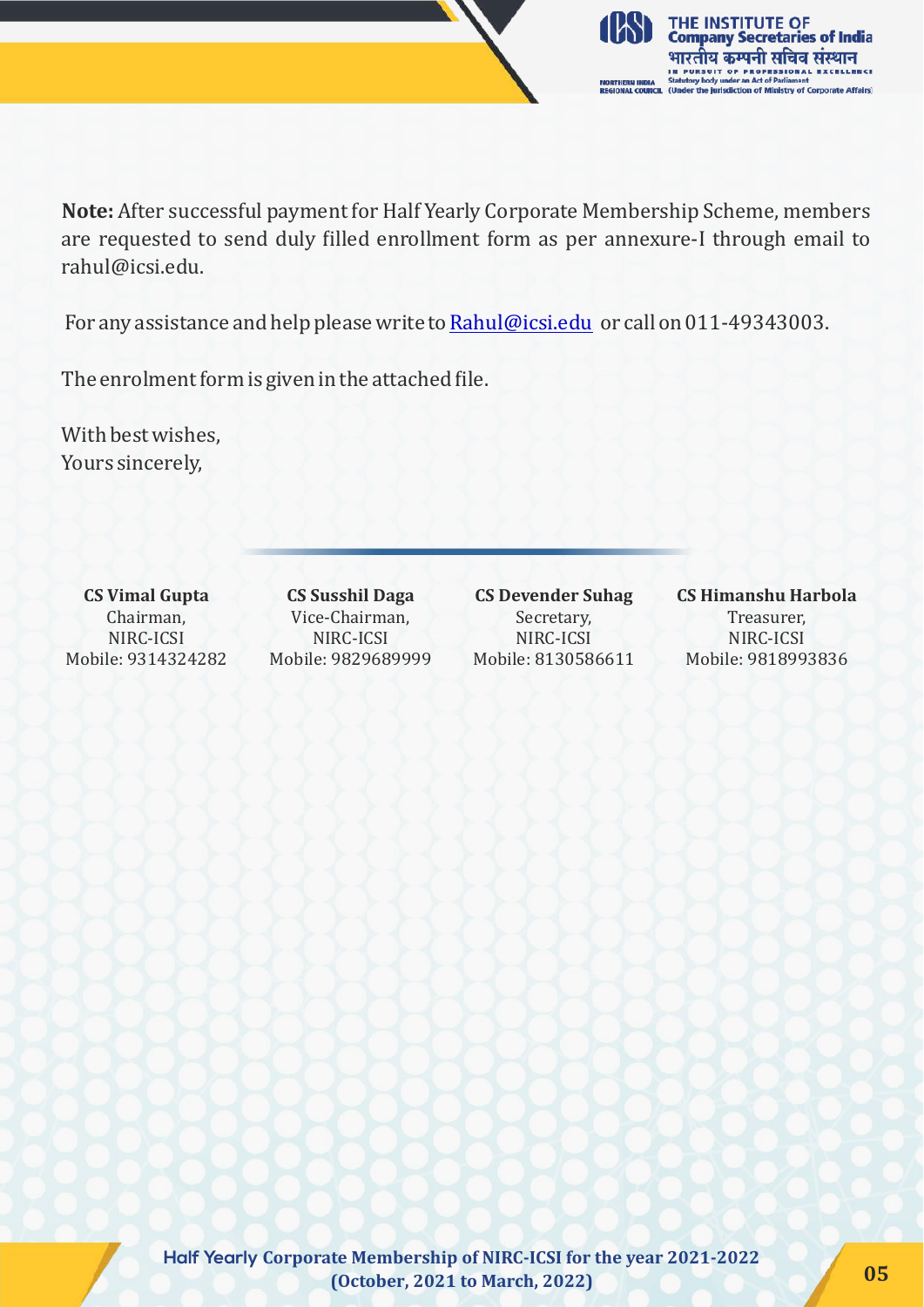**Note:** After successful payment for Half Yearly Corporate Membership Scheme, members are requested to send duly filled enrollment form as per annexure-I through email to rahul@icsi.edu.

For any assistance and help please write to Rahul@icsi.edu or call on 011-49343003.

The enrolment form is given in the attached file.

With best wishes,
Yours sincerely,

| **CS Vimal Gupta** | **CS Susshil Daga** | **CS Devender Suhag** | **CS Himanshu Harbola** |
|---|---|---|---|
| Chairman, | Vice-Chairman, | Secretary, | Treasurer, |
| NIRC-ICSI | NIRC-ICSI | NIRC-ICSI | NIRC-ICSI |
| Mobile: 9314324282 | Mobile: 9829689999 | Mobile: 8130586611 | Mobile: 9818993836 |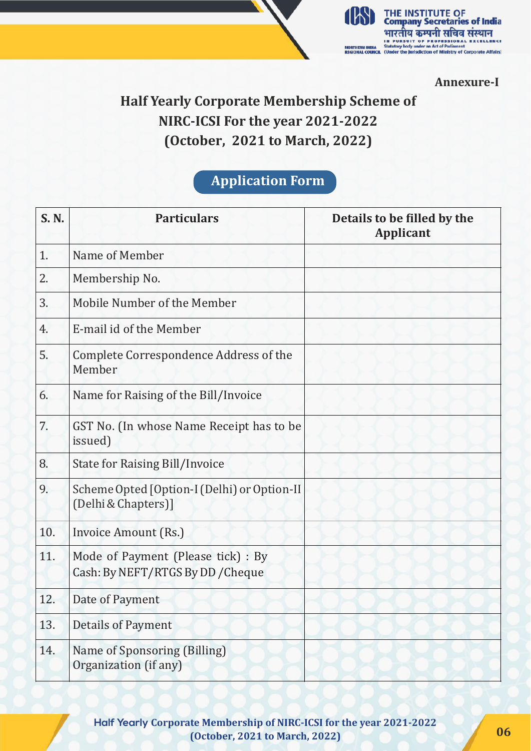Annexure-I

# Half Yearly Corporate Membership Scheme of NIRC-ICSI For the year 2021-2022 (October, 2021 to March, 2022)

## Application Form

| S. N. | Particulars | Details to be filled by the Applicant |
|---|---|---|
| 1. | Name of Member | |
| 2. | Membership No. | |
| 3. | Mobile Number of the Member | |
| 4. | E-mail id of the Member | |
| 5. | Complete Correspondence Address of the Member | |
| 6. | Name for Raising of the Bill/Invoice | |
| 7. | GST No. (In whose Name Receipt has to be issued) | |
| 8. | State for Raising Bill/Invoice | |
| 9. | Scheme Opted [Option-I (Delhi) or Option-II (Delhi & Chapters)] | |
| 10. | Invoice Amount (Rs.) | |
| 11. | Mode of Payment (Please tick) : By Cash: By NEFT/RTGS By DD /Cheque | |
| 12. | Date of Payment | |
| 13. | Details of Payment | |
| 14. | Name of Sponsoring (Billing) Organization (if any) | |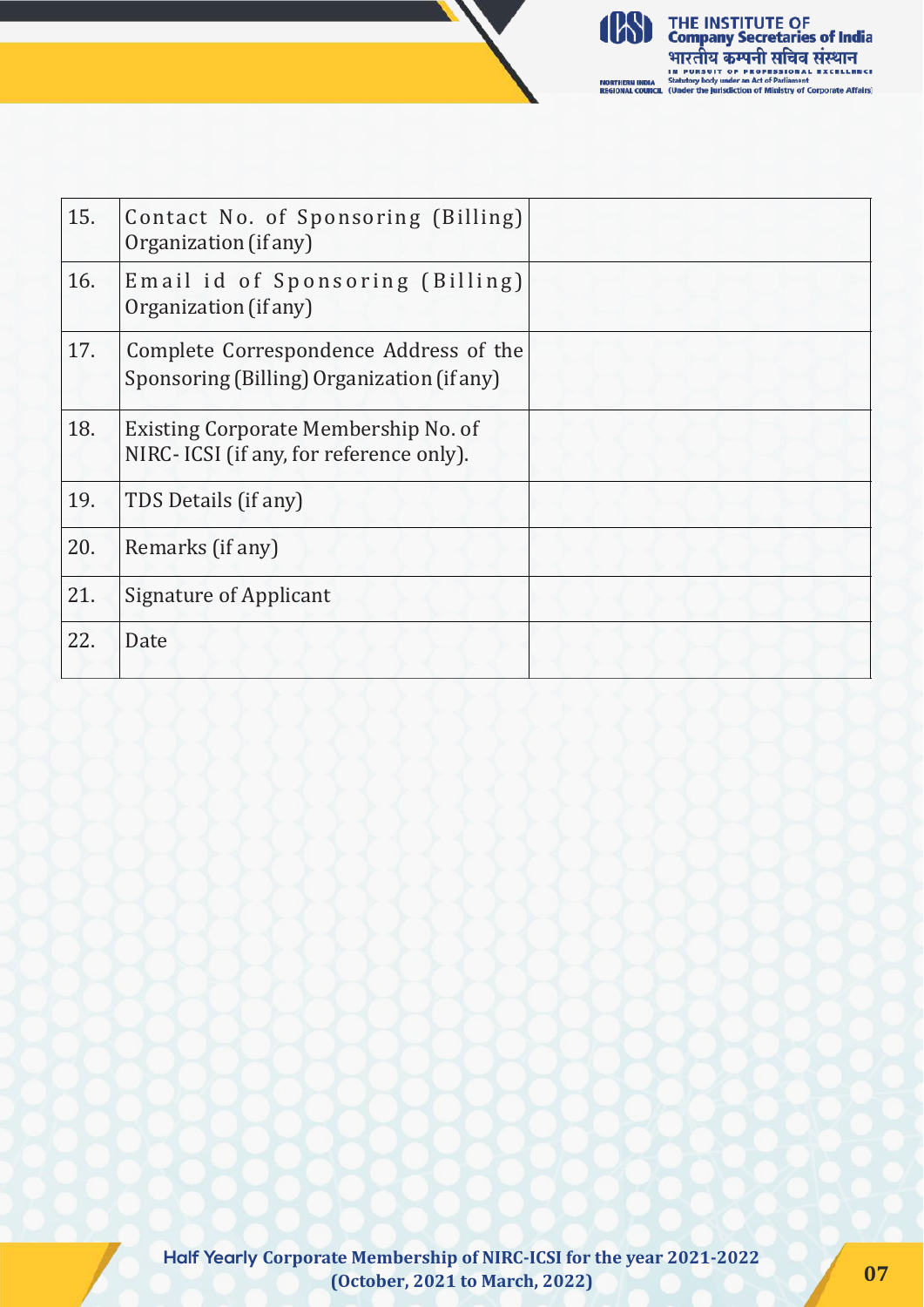| | | |
|---|---|---|
| 15. | Contact No. of Sponsoring (Billing) Organization (if any) | |
| 16. | Email id of Sponsoring (Billing) Organization (if any) | |
| 17. | Complete Correspondence Address of the Sponsoring (Billing) Organization (if any) | |
| 18. | Existing Corporate Membership No. of NIRC- ICSI (if any, for reference only). | |
| 19. | TDS Details (if any) | |
| 20. | Remarks (if any) | |
| 21. | Signature of Applicant | |
| 22. | Date | |